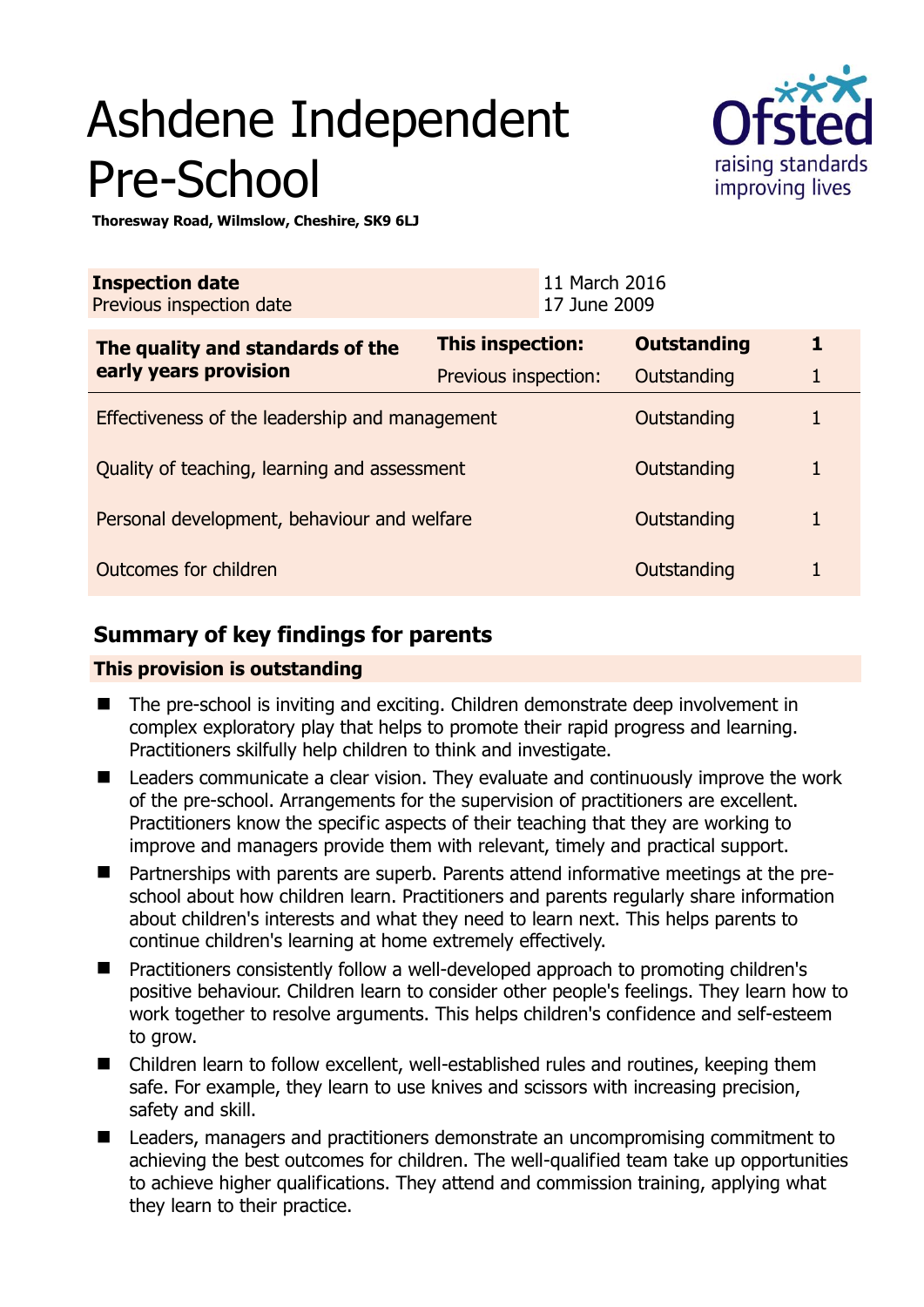# Ashdene Independent Pre-School

**Thoresway Road, Wilmslow, Cheshire, SK9 6LJ**

| **Inspection date** | 11 March 2016 |
|---|---|
| Previous inspection date | 17 June 2009 |

| **The quality and standards of the early years provision** | **This inspection:** | **Outstanding** | **1** |
|---|---|---|---|
| | Previous inspection: | Outstanding | 1 |
| Effectiveness of the leadership and management | | Outstanding | 1 |
| Quality of teaching, learning and assessment | | Outstanding | 1 |
| Personal development, behaviour and welfare | | Outstanding | 1 |
| Outcomes for children | | Outstanding | 1 |

## Summary of key findings for parents

**This provision is outstanding**

- The pre-school is inviting and exciting. Children demonstrate deep involvement in complex exploratory play that helps to promote their rapid progress and learning. Practitioners skilfully help children to think and investigate.
- Leaders communicate a clear vision. They evaluate and continuously improve the work of the pre-school. Arrangements for the supervision of practitioners are excellent. Practitioners know the specific aspects of their teaching that they are working to improve and managers provide them with relevant, timely and practical support.
- Partnerships with parents are superb. Parents attend informative meetings at the pre-school about how children learn. Practitioners and parents regularly share information about children's interests and what they need to learn next. This helps parents to continue children's learning at home extremely effectively.
- Practitioners consistently follow a well-developed approach to promoting children's positive behaviour. Children learn to consider other people's feelings. They learn how to work together to resolve arguments. This helps children's confidence and self-esteem to grow.
- Children learn to follow excellent, well-established rules and routines, keeping them safe. For example, they learn to use knives and scissors with increasing precision, safety and skill.
- Leaders, managers and practitioners demonstrate an uncompromising commitment to achieving the best outcomes for children. The well-qualified team take up opportunities to achieve higher qualifications. They attend and commission training, applying what they learn to their practice.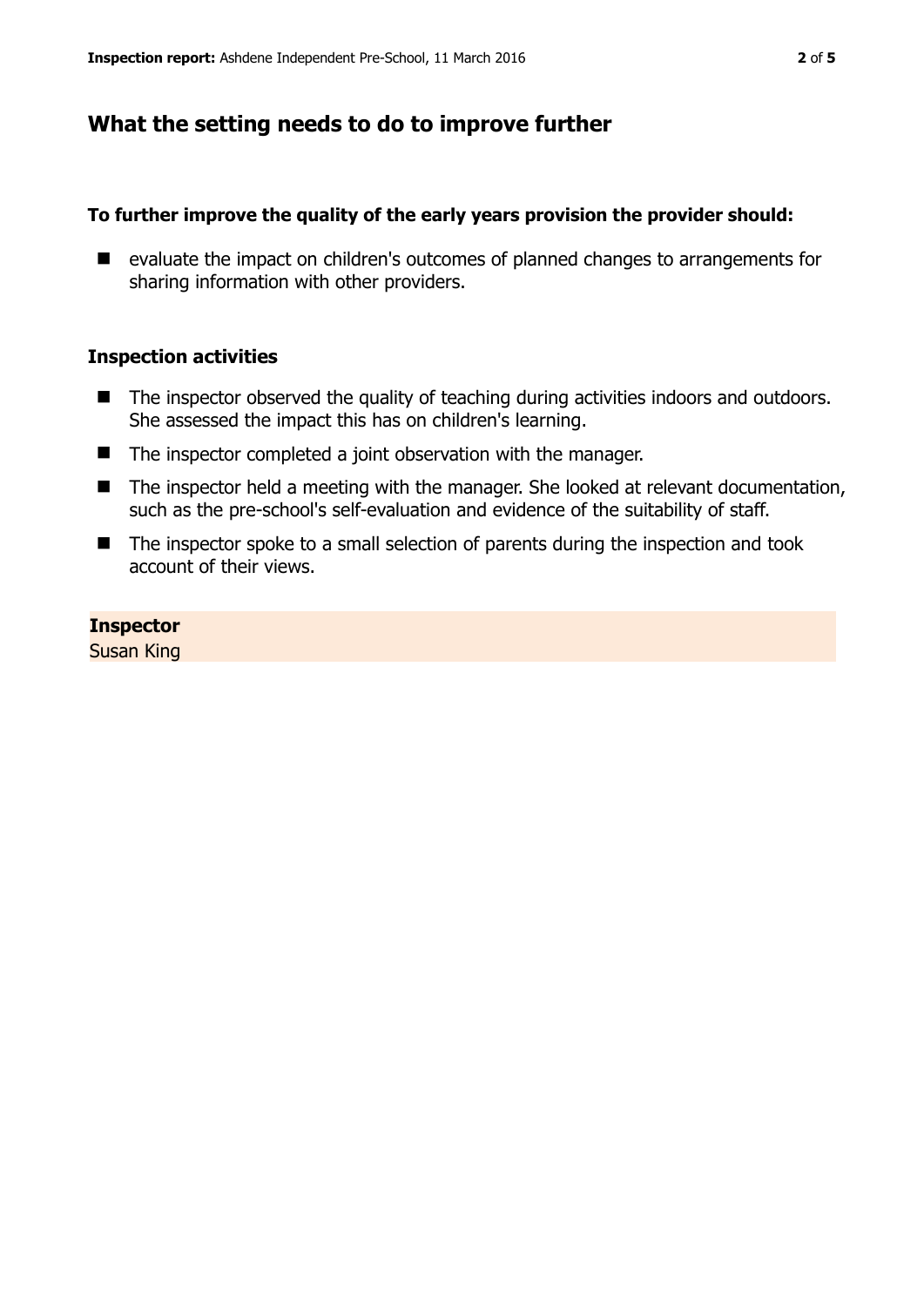## What the setting needs to do to improve further

**To further improve the quality of the early years provision the provider should:**

- evaluate the impact on children's outcomes of planned changes to arrangements for sharing information with other providers.

### Inspection activities

- The inspector observed the quality of teaching during activities indoors and outdoors. She assessed the impact this has on children's learning.
- The inspector completed a joint observation with the manager.
- The inspector held a meeting with the manager. She looked at relevant documentation, such as the pre-school's self-evaluation and evidence of the suitability of staff.
- The inspector spoke to a small selection of parents during the inspection and took account of their views.

**Inspector**
Susan King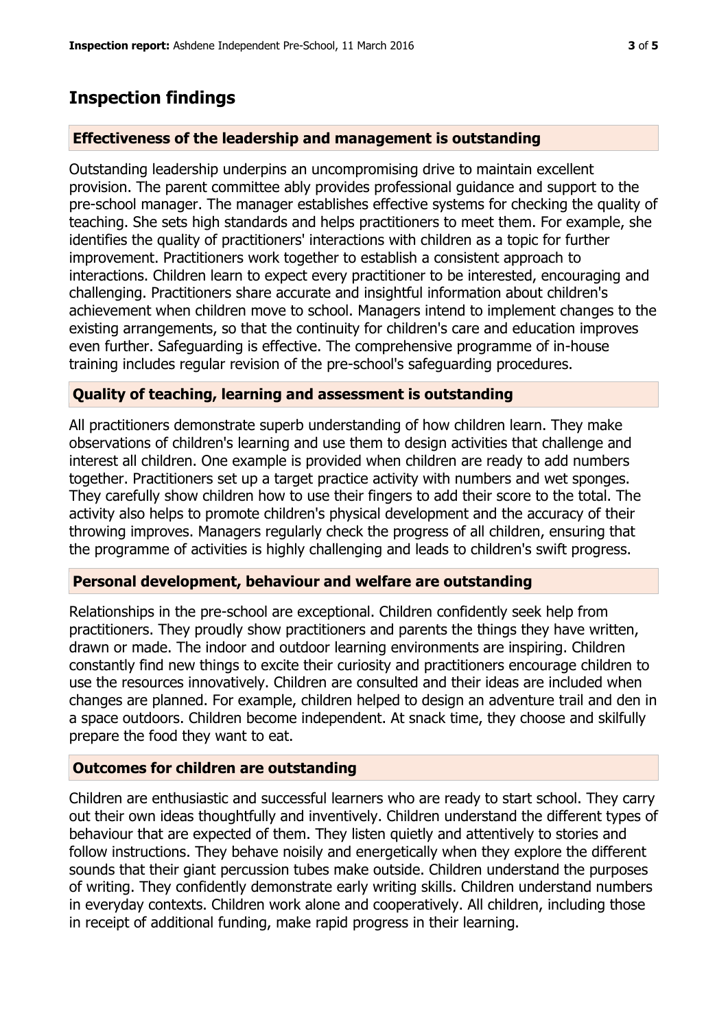## Inspection findings

### Effectiveness of the leadership and management is outstanding

Outstanding leadership underpins an uncompromising drive to maintain excellent provision. The parent committee ably provides professional guidance and support to the pre-school manager. The manager establishes effective systems for checking the quality of teaching. She sets high standards and helps practitioners to meet them. For example, she identifies the quality of practitioners' interactions with children as a topic for further improvement. Practitioners work together to establish a consistent approach to interactions. Children learn to expect every practitioner to be interested, encouraging and challenging. Practitioners share accurate and insightful information about children's achievement when children move to school. Managers intend to implement changes to the existing arrangements, so that the continuity for children's care and education improves even further. Safeguarding is effective. The comprehensive programme of in-house training includes regular revision of the pre-school's safeguarding procedures.

### Quality of teaching, learning and assessment is outstanding

All practitioners demonstrate superb understanding of how children learn. They make observations of children's learning and use them to design activities that challenge and interest all children. One example is provided when children are ready to add numbers together. Practitioners set up a target practice activity with numbers and wet sponges. They carefully show children how to use their fingers to add their score to the total. The activity also helps to promote children's physical development and the accuracy of their throwing improves. Managers regularly check the progress of all children, ensuring that the programme of activities is highly challenging and leads to children's swift progress.

### Personal development, behaviour and welfare are outstanding

Relationships in the pre-school are exceptional. Children confidently seek help from practitioners. They proudly show practitioners and parents the things they have written, drawn or made. The indoor and outdoor learning environments are inspiring. Children constantly find new things to excite their curiosity and practitioners encourage children to use the resources innovatively. Children are consulted and their ideas are included when changes are planned. For example, children helped to design an adventure trail and den in a space outdoors. Children become independent. At snack time, they choose and skilfully prepare the food they want to eat.

### Outcomes for children are outstanding

Children are enthusiastic and successful learners who are ready to start school. They carry out their own ideas thoughtfully and inventively. Children understand the different types of behaviour that are expected of them. They listen quietly and attentively to stories and follow instructions. They behave noisily and energetically when they explore the different sounds that their giant percussion tubes make outside. Children understand the purposes of writing. They confidently demonstrate early writing skills. Children understand numbers in everyday contexts. Children work alone and cooperatively. All children, including those in receipt of additional funding, make rapid progress in their learning.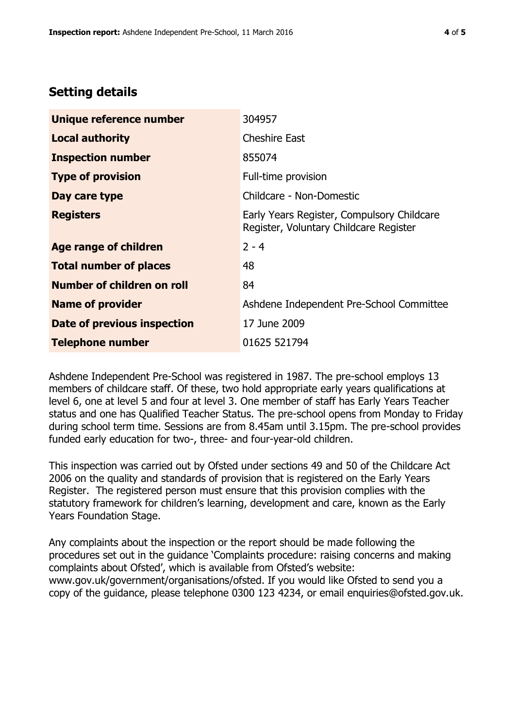## Setting details

| | |
|---|---|
| **Unique reference number** | 304957 |
| **Local authority** | Cheshire East |
| **Inspection number** | 855074 |
| **Type of provision** | Full-time provision |
| **Day care type** | Childcare - Non-Domestic |
| **Registers** | Early Years Register, Compulsory Childcare Register, Voluntary Childcare Register |
| **Age range of children** | 2 - 4 |
| **Total number of places** | 48 |
| **Number of children on roll** | 84 |
| **Name of provider** | Ashdene Independent Pre-School Committee |
| **Date of previous inspection** | 17 June 2009 |
| **Telephone number** | 01625 521794 |

Ashdene Independent Pre-School was registered in 1987. The pre-school employs 13 members of childcare staff. Of these, two hold appropriate early years qualifications at level 6, one at level 5 and four at level 3. One member of staff has Early Years Teacher status and one has Qualified Teacher Status. The pre-school opens from Monday to Friday during school term time. Sessions are from 8.45am until 3.15pm. The pre-school provides funded early education for two-, three- and four-year-old children.

This inspection was carried out by Ofsted under sections 49 and 50 of the Childcare Act 2006 on the quality and standards of provision that is registered on the Early Years Register. The registered person must ensure that this provision complies with the statutory framework for children's learning, development and care, known as the Early Years Foundation Stage.

Any complaints about the inspection or the report should be made following the procedures set out in the guidance 'Complaints procedure: raising concerns and making complaints about Ofsted', which is available from Ofsted's website: www.gov.uk/government/organisations/ofsted. If you would like Ofsted to send you a copy of the guidance, please telephone 0300 123 4234, or email enquiries@ofsted.gov.uk.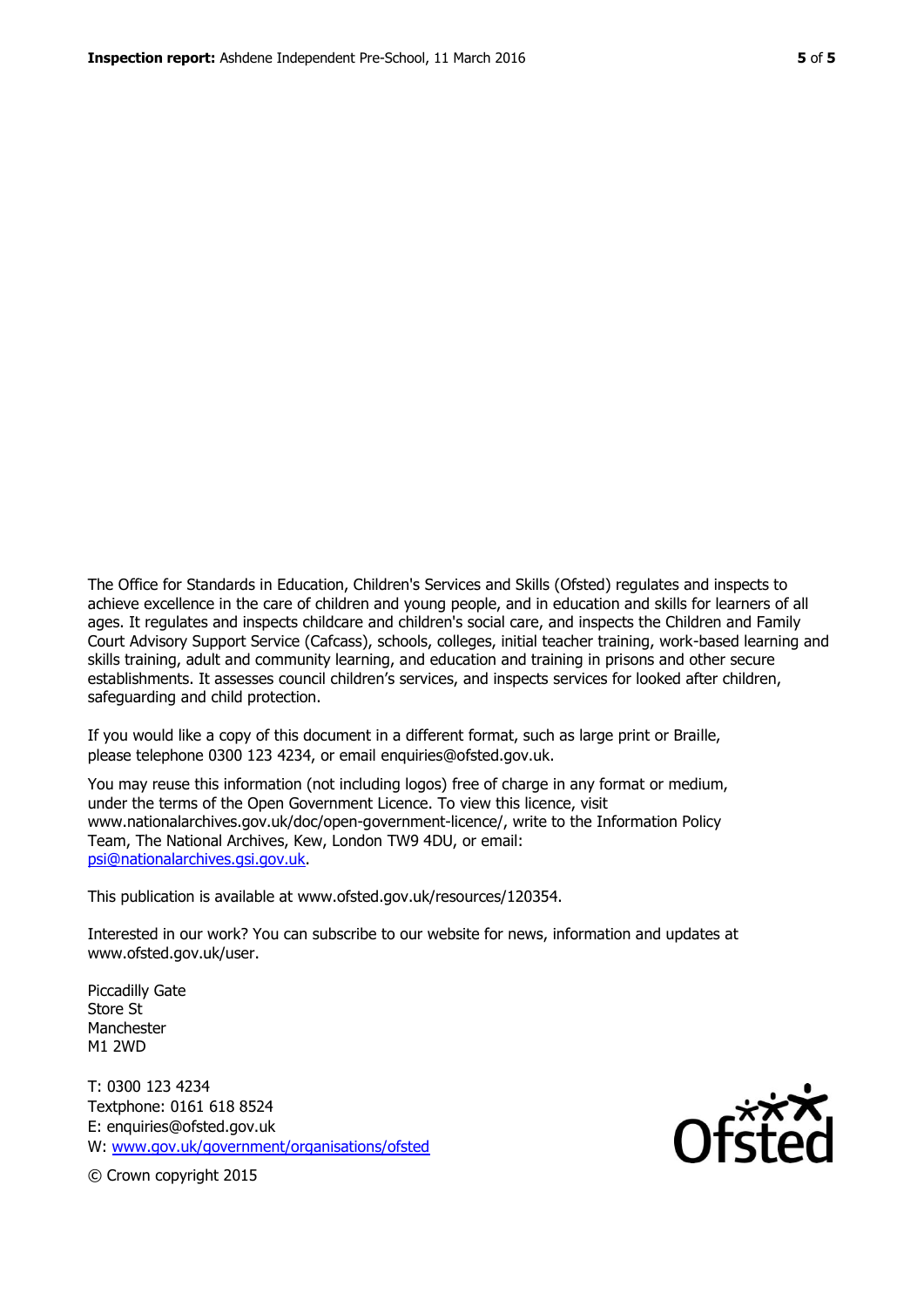The Office for Standards in Education, Children's Services and Skills (Ofsted) regulates and inspects to achieve excellence in the care of children and young people, and in education and skills for learners of all ages. It regulates and inspects childcare and children's social care, and inspects the Children and Family Court Advisory Support Service (Cafcass), schools, colleges, initial teacher training, work-based learning and skills training, adult and community learning, and education and training in prisons and other secure establishments. It assesses council children's services, and inspects services for looked after children, safeguarding and child protection.

If you would like a copy of this document in a different format, such as large print or Braille, please telephone 0300 123 4234, or email enquiries@ofsted.gov.uk.

You may reuse this information (not including logos) free of charge in any format or medium, under the terms of the Open Government Licence. To view this licence, visit www.nationalarchives.gov.uk/doc/open-government-licence/, write to the Information Policy Team, The National Archives, Kew, London TW9 4DU, or email: psi@nationalarchives.gsi.gov.uk.

This publication is available at www.ofsted.gov.uk/resources/120354.

Interested in our work? You can subscribe to our website for news, information and updates at www.ofsted.gov.uk/user.

Piccadilly Gate
Store St
Manchester
M1 2WD

T: 0300 123 4234
Textphone: 0161 618 8524
E: enquiries@ofsted.gov.uk
W: www.gov.uk/government/organisations/ofsted

© Crown copyright 2015